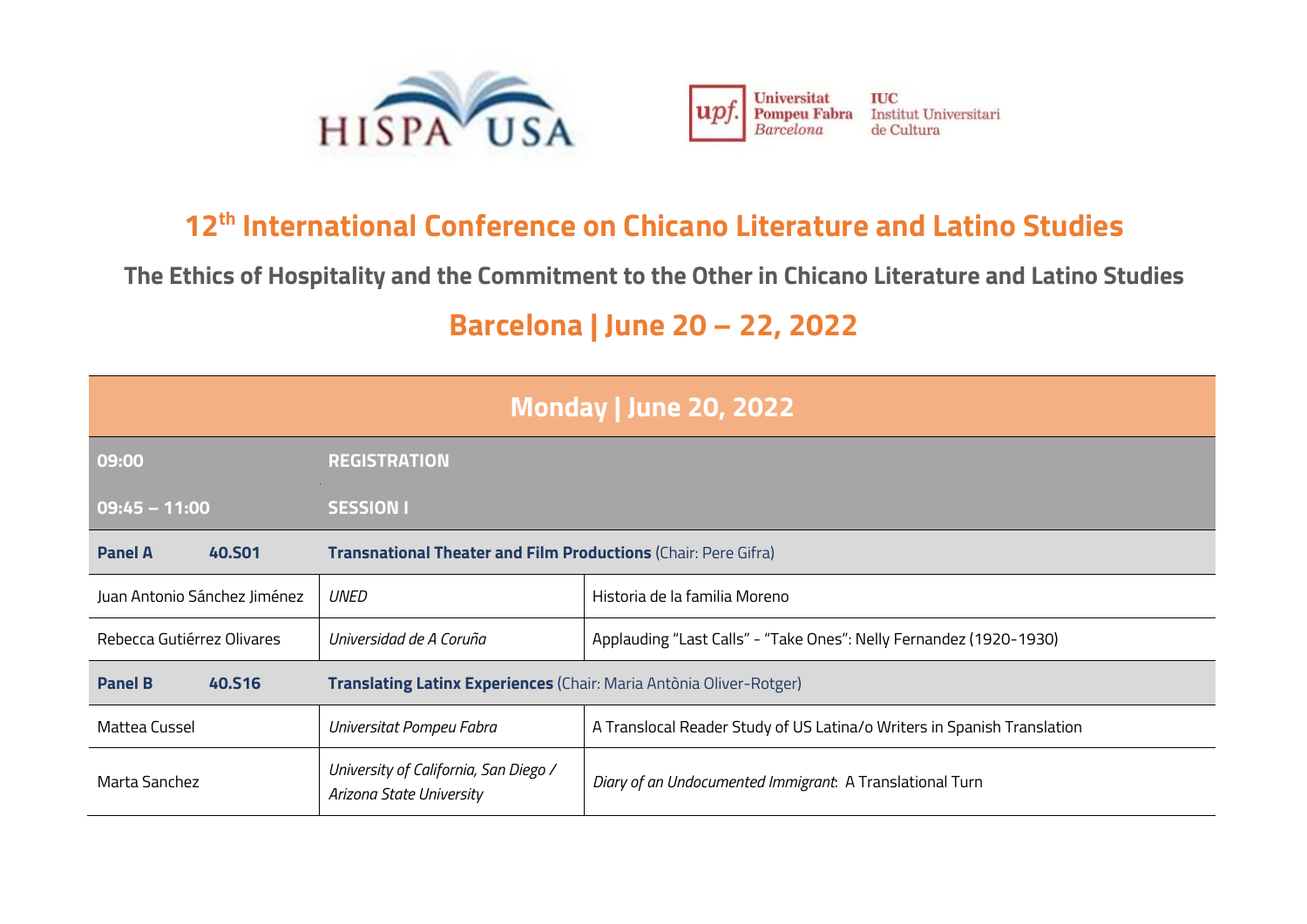HISPA USA

Universitat Pompeu Fabra Barcelona | IUC Institut Universitari de Cultura

# 12th International Conference on Chicano Literature and Latino Studies

## The Ethics of Hospitality and the Commitment to the Other in Chicano Literature and Latino Studies

## Barcelona | June 20 – 22, 2022

| Monday \| June 20, 2022 | | |
|---|---|---|
| **09:00** | **REGISTRATION** | |
| **09:45 – 11:00** | **SESSION I** | |
| **Panel A 40.S01** | **Transnational Theater and Film Productions** (Chair: Pere Gifra) | |
| Juan Antonio Sánchez Jiménez | *UNED* | Historia de la familia Moreno |
| Rebecca Gutiérrez Olivares | *Universidad de A Coruña* | Applauding "Last Calls" - "Take Ones": Nelly Fernandez (1920-1930) |
| **Panel B 40.S16** | **Translating Latinx Experiences** (Chair: Maria Antònia Oliver-Rotger) | |
| Mattea Cussel | *Universitat Pompeu Fabra* | A Translocal Reader Study of US Latina/o Writers in Spanish Translation |
| Marta Sanchez | *University of California, San Diego / Arizona State University* | *Diary of an Undocumented Immigrant*: A Translational Turn |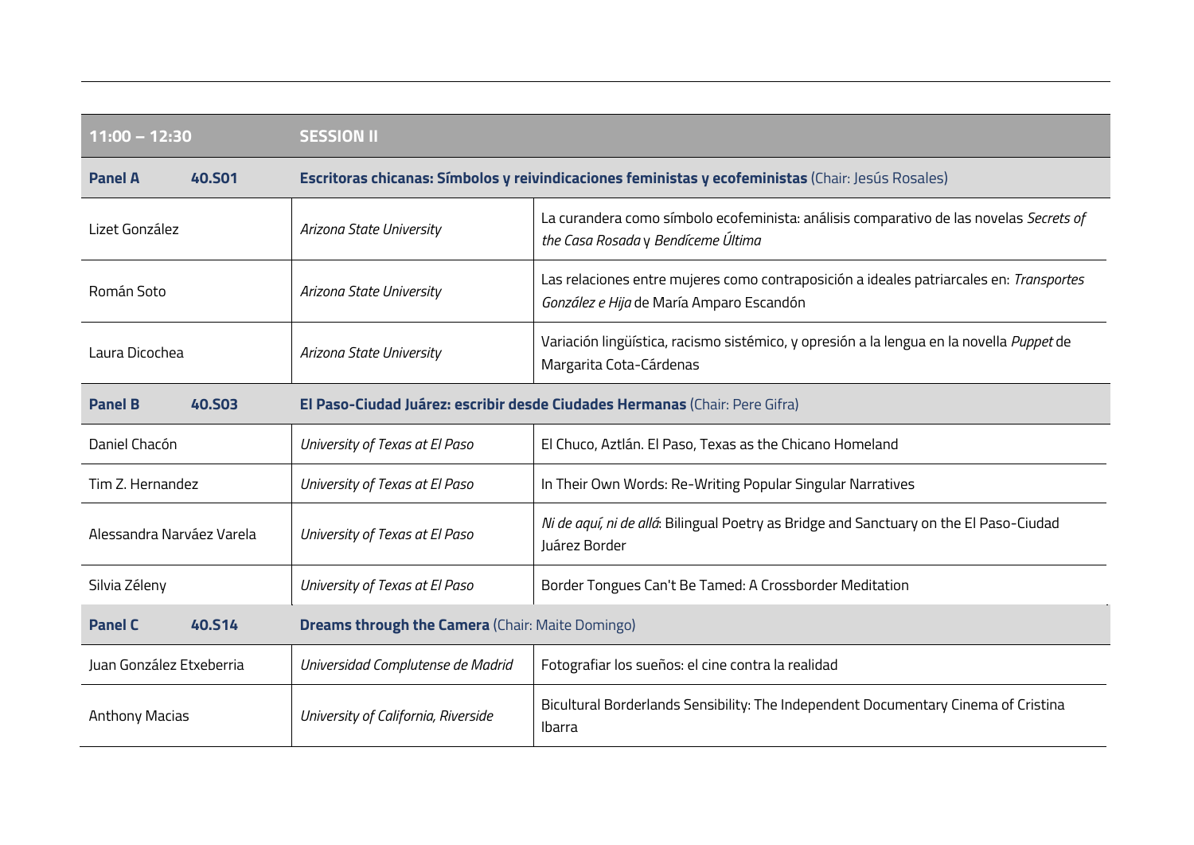| 11:00 – 12:30 | | SESSION II | |
|---|---|---|---|
| **Panel A** | **40.S01** | **Escritoras chicanas: Símbolos y reivindicaciones feministas y ecofeministas** (Chair: Jesús Rosales) | |
| Lizet González | | *Arizona State University* | La curandera como símbolo ecofeminista: análisis comparativo de las novelas *Secrets of the Casa Rosada* y *Bendíceme Última* |
| Román Soto | | *Arizona State University* | Las relaciones entre mujeres como contraposición a ideales patriarcales en: *Transportes González e Hija* de María Amparo Escandón |
| Laura Dicochea | | *Arizona State University* | Variación lingüística, racismo sistémico, y opresión a la lengua en la novella *Puppet* de Margarita Cota-Cárdenas |
| **Panel B** | **40.S03** | **El Paso-Ciudad Juárez: escribir desde Ciudades Hermanas** (Chair: Pere Gifra) | |
| Daniel Chacón | | *University of Texas at El Paso* | El Chuco, Aztlán. El Paso, Texas as the Chicano Homeland |
| Tim Z. Hernandez | | *University of Texas at El Paso* | In Their Own Words: Re-Writing Popular Singular Narratives |
| Alessandra Narváez Varela | | *University of Texas at El Paso* | *Ni de aquí, ni de allá*: Bilingual Poetry as Bridge and Sanctuary on the El Paso-Ciudad Juárez Border |
| Silvia Zéleny | | *University of Texas at El Paso* | Border Tongues Can't Be Tamed: A Crossborder Meditation |
| **Panel C** | **40.S14** | **Dreams through the Camera** (Chair: Maite Domingo) | |
| Juan González Etxeberria | | *Universidad Complutense de Madrid* | Fotografiar los sueños: el cine contra la realidad |
| Anthony Macias | | *University of California, Riverside* | Bicultural Borderlands Sensibility: The Independent Documentary Cinema of Cristina Ibarra |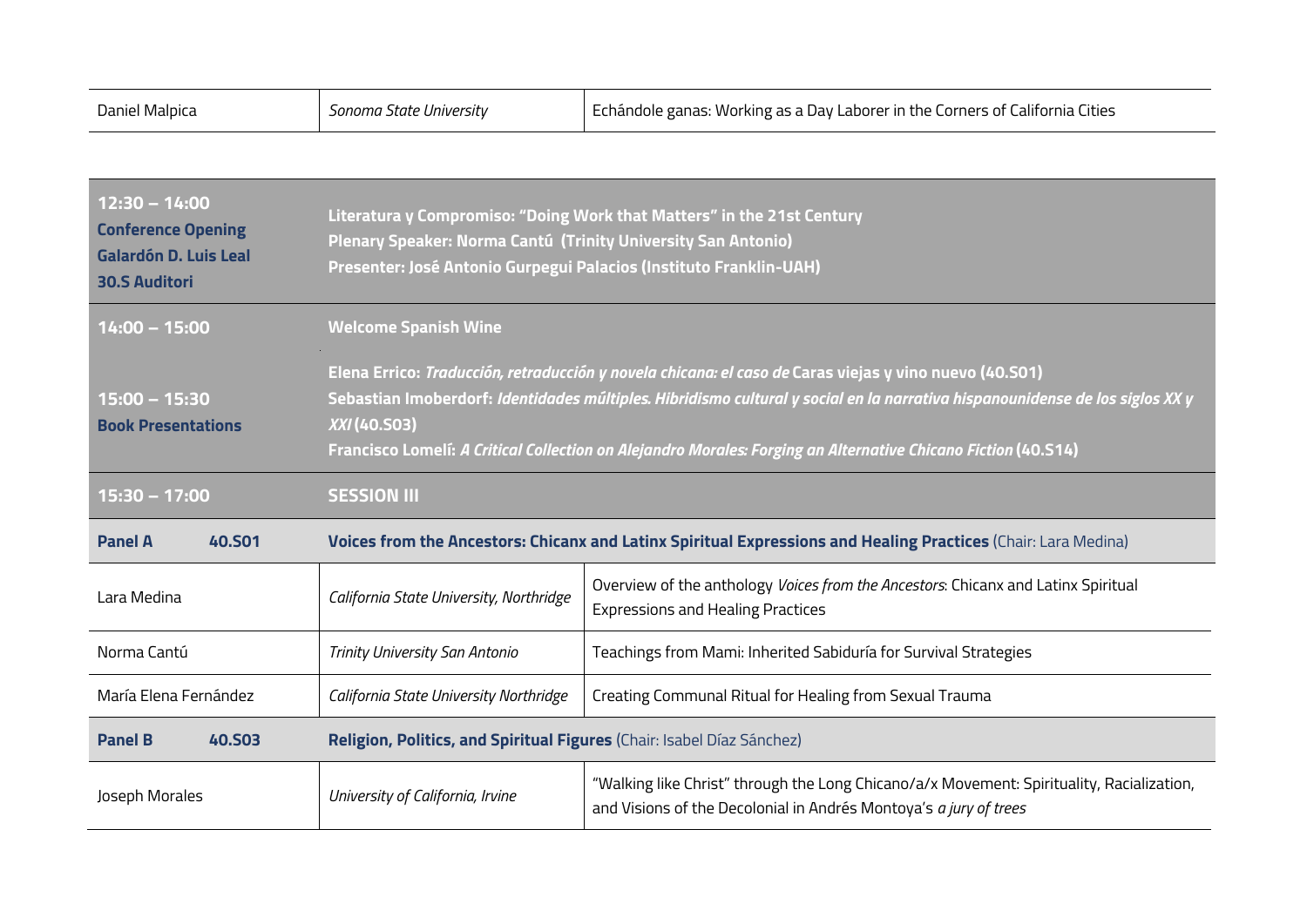| Daniel Malpica | *Sonoma State University* | Echándole ganas: Working as a Day Laborer in the Corners of California Cities |
|---|---|---|

| | | |
|---|---|---|
| **12:30 – 14:00**<br>**Conference Opening**<br>**Galardón D. Luis Leal**<br>**30.S Auditori** | **Literatura y Compromiso: "Doing Work that Matters" in the 21st Century**<br>**Plenary Speaker: Norma Cantú (Trinity University San Antonio)**<br>**Presenter: José Antonio Gurpegui Palacios (Instituto Franklin-UAH)** | |
| **14:00 – 15:00** | **Welcome Spanish Wine** | |
| **15:00 – 15:30**<br>**Book Presentations** | **Elena Errico:** ***Traducción, retraducción y novela chicana: el caso de*** **Caras viejas y vino nuevo (40.S01)**<br>**Sebastian Imoberdorf:** ***Identidades múltiples. Hibridismo cultural y social en la narrativa hispanounidense de los siglos XX y XXI*** **(40.S03)**<br>**Francisco Lomelí:** ***A Critical Collection on Alejandro Morales: Forging an Alternative Chicano Fiction*** **(40.S14)** | |
| **15:30 – 17:00** | **SESSION III** | |
| **Panel A 40.S01** | **Voices from the Ancestors: Chicanx and Latinx Spiritual Expressions and Healing Practices** (Chair: Lara Medina) | |
| Lara Medina | *California State University, Northridge* | Overview of the anthology *Voices from the Ancestors*: Chicanx and Latinx Spiritual Expressions and Healing Practices |
| Norma Cantú | *Trinity University San Antonio* | Teachings from Mami: Inherited Sabiduría for Survival Strategies |
| María Elena Fernández | *California State University Northridge* | Creating Communal Ritual for Healing from Sexual Trauma |
| **Panel B 40.S03** | **Religion, Politics, and Spiritual Figures** (Chair: Isabel Díaz Sánchez) | |
| Joseph Morales | *University of California, Irvine* | "Walking like Christ" through the Long Chicano/a/x Movement: Spirituality, Racialization, and Visions of the Decolonial in Andrés Montoya's *a jury of trees* |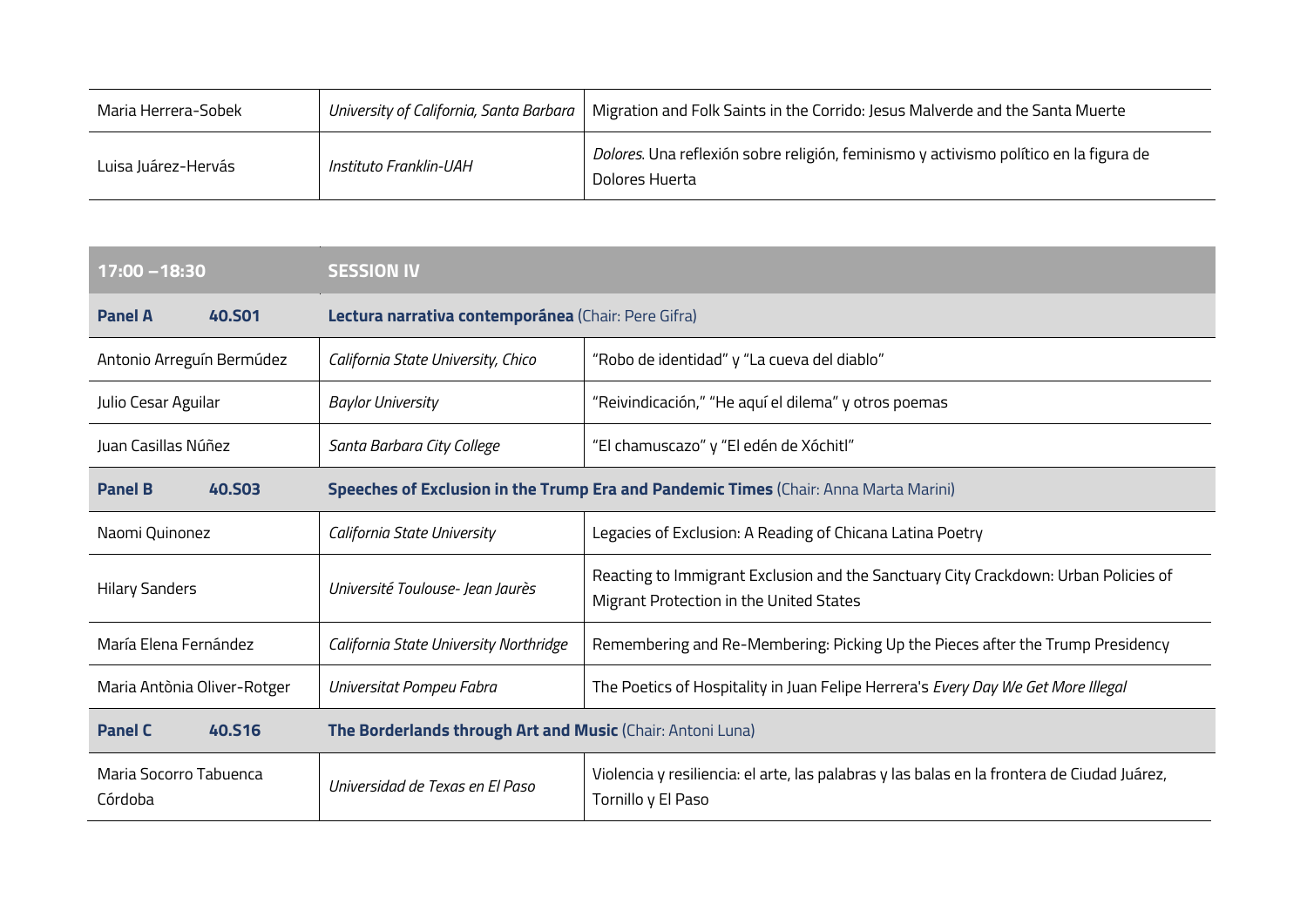| | | |
|---|---|---|
| Maria Herrera-Sobek | *University of California, Santa Barbara* | Migration and Folk Saints in the Corrido: Jesus Malverde and the Santa Muerte |
| Luisa Juárez-Hervás | *Instituto Franklin-UAH* | *Dolores*. Una reflexión sobre religión, feminismo y activismo político en la figura de Dolores Huerta |

| **17:00 –18:30** | **SESSION IV** | |
|---|---|---|
| **Panel A 40.S01** | **Lectura narrativa contemporánea** (Chair: Pere Gifra) | |
| Antonio Arreguín Bermúdez | *California State University, Chico* | "Robo de identidad" y "La cueva del diablo" |
| Julio Cesar Aguilar | *Baylor University* | "Reivindicación," "He aquí el dilema" y otros poemas |
| Juan Casillas Núñez | *Santa Barbara City College* | "El chamuscazo" y "El edén de Xóchitl" |
| **Panel B 40.S03** | **Speeches of Exclusion in the Trump Era and Pandemic Times** (Chair: Anna Marta Marini) | |
| Naomi Quinonez | *California State University* | Legacies of Exclusion: A Reading of Chicana Latina Poetry |
| Hilary Sanders | *Université Toulouse- Jean Jaurès* | Reacting to Immigrant Exclusion and the Sanctuary City Crackdown: Urban Policies of Migrant Protection in the United States |
| María Elena Fernández | *California State University Northridge* | Remembering and Re-Membering: Picking Up the Pieces after the Trump Presidency |
| Maria Antònia Oliver-Rotger | *Universitat Pompeu Fabra* | The Poetics of Hospitality in Juan Felipe Herrera's *Every Day We Get More Illegal* |
| **Panel C 40.S16** | **The Borderlands through Art and Music** (Chair: Antoni Luna) | |
| Maria Socorro Tabuenca Córdoba | *Universidad de Texas en El Paso* | Violencia y resiliencia: el arte, las palabras y las balas en la frontera de Ciudad Juárez, Tornillo y El Paso |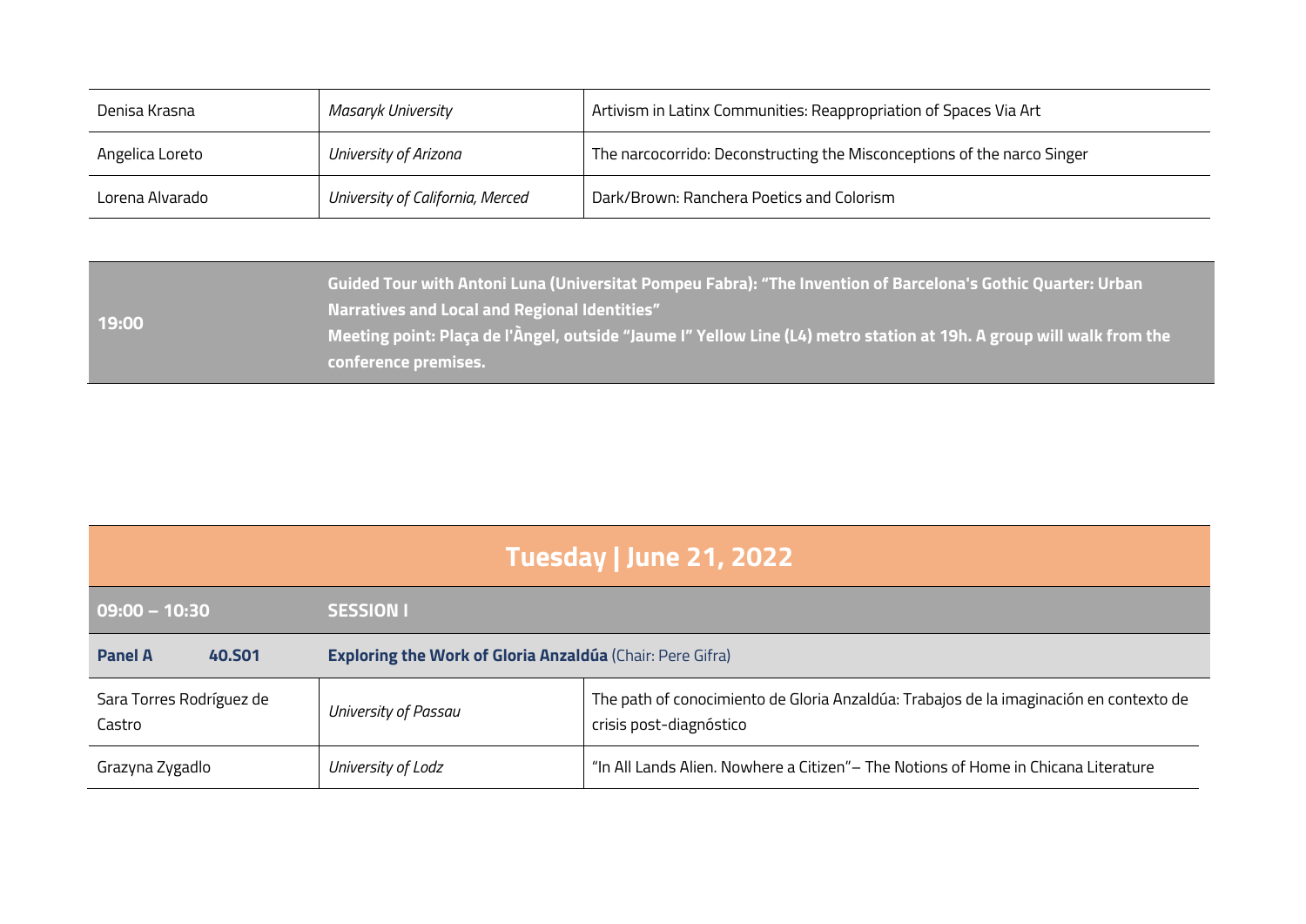| | | |
|---|---|---|
| Denisa Krasna | *Masaryk University* | Artivism in Latinx Communities: Reappropriation of Spaces Via Art |
| Angelica Loreto | *University of Arizona* | The narcocorrido: Deconstructing the Misconceptions of the narco Singer |
| Lorena Alvarado | *University of California, Merced* | Dark/Brown: Ranchera Poetics and Colorism |

| | |
|---|---|
| **19:00** | **Guided Tour with Antoni Luna (Universitat Pompeu Fabra): "The Invention of Barcelona's Gothic Quarter: Urban Narratives and Local and Regional Identities"**<br>**Meeting point: Plaça de l'Àngel, outside "Jaume I" Yellow Line (L4) metro station at 19h. A group will walk from the conference premises.** |

## Tuesday | June 21, 2022

| | | |
|---|---|---|
| **09:00 – 10:30** | **SESSION I** | |
| **Panel A** **40.S01** | **Exploring the Work of Gloria Anzaldúa** (Chair: Pere Gifra) | |
| Sara Torres Rodríguez de Castro | *University of Passau* | The path of conocimiento de Gloria Anzaldúa: Trabajos de la imaginación en contexto de crisis post-diagnóstico |
| Grazyna Zygadlo | *University of Lodz* | "In All Lands Alien. Nowhere a Citizen"– The Notions of Home in Chicana Literature |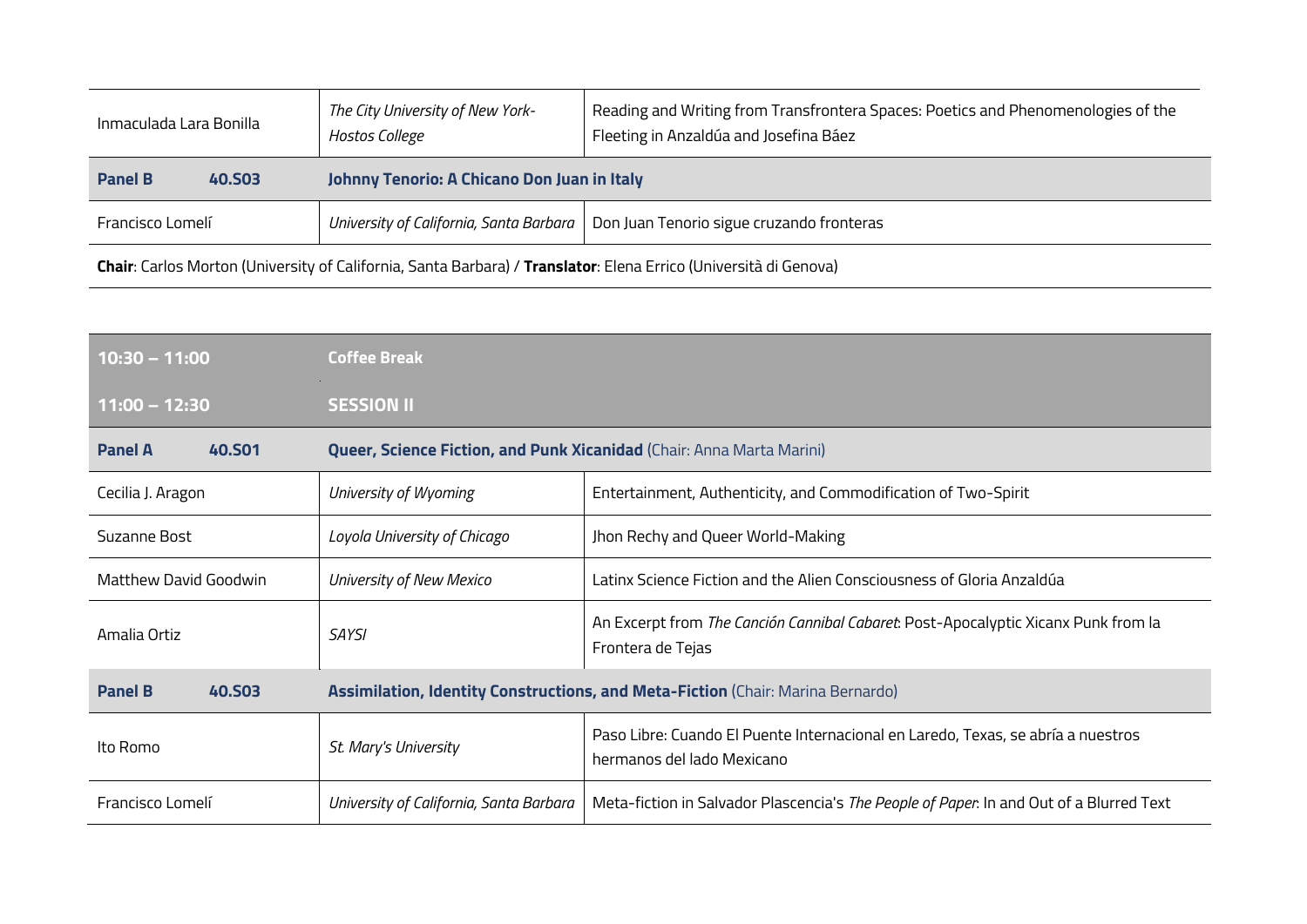| Inmaculada Lara Bonilla | *The City University of New York-Hostos College* | Reading and Writing from Transfrontera Spaces: Poetics and Phenomenologies of the Fleeting in Anzaldúa and Josefina Báez |
|---|---|---|
| **Panel B 40.S03** | **Johnny Tenorio: A Chicano Don Juan in Italy** | |
| Francisco Lomelí | *University of California, Santa Barbara* | Don Juan Tenorio sigue cruzando fronteras |

**Chair**: Carlos Morton (University of California, Santa Barbara) / **Translator**: Elena Errico (Università di Genova)

| **10:30 – 11:00** | **Coffee Break** | |
|---|---|---|
| **11:00 – 12:30** | **SESSION II** | |
| **Panel A 40.S01** | **Queer, Science Fiction, and Punk Xicanidad** (Chair: Anna Marta Marini) | |
| Cecilia J. Aragon | *University of Wyoming* | Entertainment, Authenticity, and Commodification of Two-Spirit |
| Suzanne Bost | *Loyola University of Chicago* | Jhon Rechy and Queer World-Making |
| Matthew David Goodwin | *University of New Mexico* | Latinx Science Fiction and the Alien Consciousness of Gloria Anzaldúa |
| Amalia Ortiz | *SAYSI* | An Excerpt from *The Canción Cannibal Cabaret*: Post-Apocalyptic Xicanx Punk from la Frontera de Tejas |
| **Panel B 40.S03** | **Assimilation, Identity Constructions, and Meta-Fiction** (Chair: Marina Bernardo) | |
| Ito Romo | *St. Mary's University* | Paso Libre: Cuando El Puente Internacional en Laredo, Texas, se abría a nuestros hermanos del lado Mexicano |
| Francisco Lomelí | *University of California, Santa Barbara* | Meta-fiction in Salvador Plascencia's *The People of Paper*: In and Out of a Blurred Text |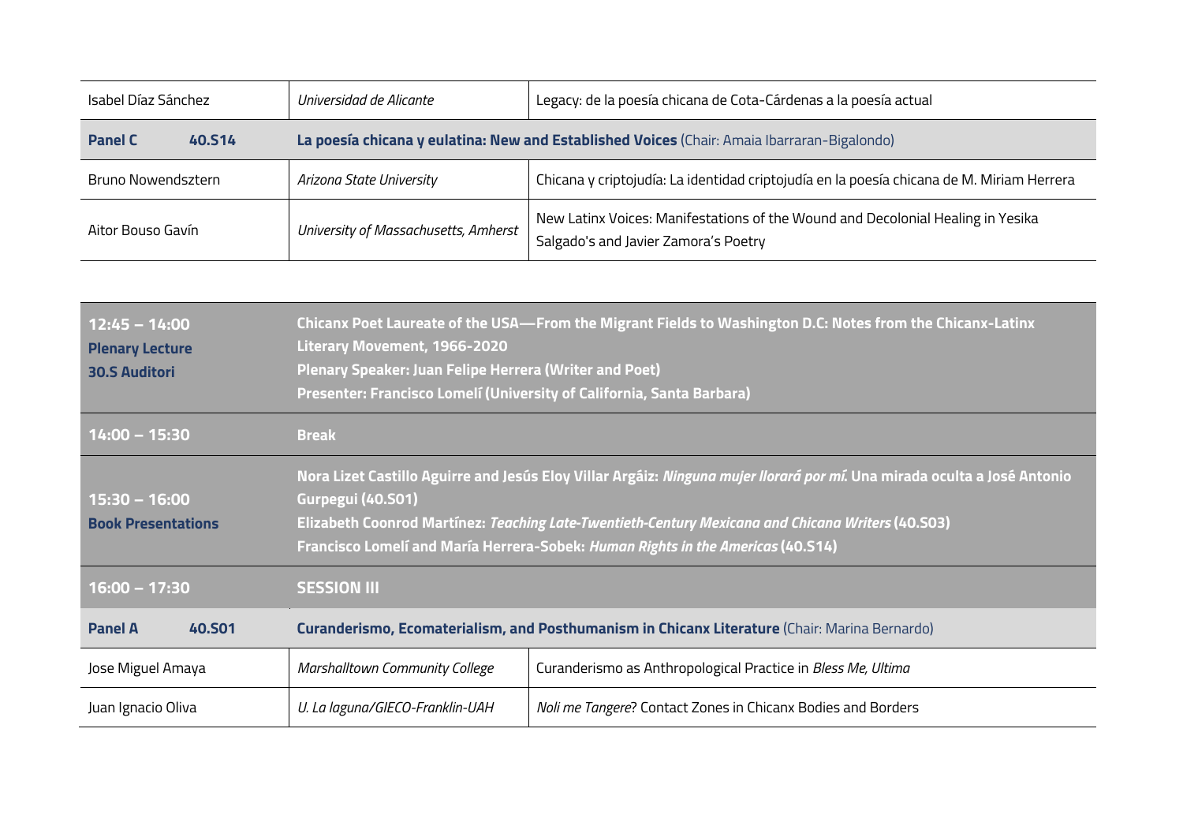| | | |
|---|---|---|
| Isabel Díaz Sánchez | *Universidad de Alicante* | Legacy: de la poesía chicana de Cota-Cárdenas a la poesía actual |
| **Panel C** **40.S14** | **La poesía chicana y eulatina: New and Established Voices** (Chair: Amaia Ibarraran-Bigalondo) | |
| Bruno Nowendsztern | *Arizona State University* | Chicana y criptojudía: La identidad criptojudía en la poesía chicana de M. Miriam Herrera |
| Aitor Bouso Gavín | *University of Massachusetts, Amherst* | New Latinx Voices: Manifestations of the Wound and Decolonial Healing in Yesika Salgado's and Javier Zamora's Poetry |

| | | |
|---|---|---|
| **12:45 – 14:00**<br>**Plenary Lecture**<br>**30.S Auditori** | **Chicanx Poet Laureate of the USA—From the Migrant Fields to Washington D.C: Notes from the Chicanx-Latinx Literary Movement, 1966-2020**<br>**Plenary Speaker: Juan Felipe Herrera (Writer and Poet)**<br>**Presenter: Francisco Lomelí (University of California, Santa Barbara)** | |
| **14:00 – 15:30** | **Break** | |
| **15:30 – 16:00**<br>**Book Presentations** | **Nora Lizet Castillo Aguirre and Jesús Eloy Villar Argáiz: *Ninguna mujer llorará por mí*. Una mirada oculta a José Antonio Gurpegui (40.S01)**<br>**Elizabeth Coonrod Martínez: *Teaching Late-Twentieth-Century Mexicana and Chicana Writers* (40.S03)**<br>**Francisco Lomelí and María Herrera-Sobek: *Human Rights in the Americas* (40.S14)** | |
| **16:00 – 17:30** | **SESSION III** | |
| **Panel A** **40.S01** | **Curanderismo, Ecomaterialism, and Posthumanism in Chicanx Literature** (Chair: Marina Bernardo) | |
| Jose Miguel Amaya | *Marshalltown Community College* | Curanderismo as Anthropological Practice in *Bless Me, Ultima* |
| Juan Ignacio Oliva | *U. La laguna/GIECO-Franklin-UAH* | *Noli me Tangere*? Contact Zones in Chicanx Bodies and Borders |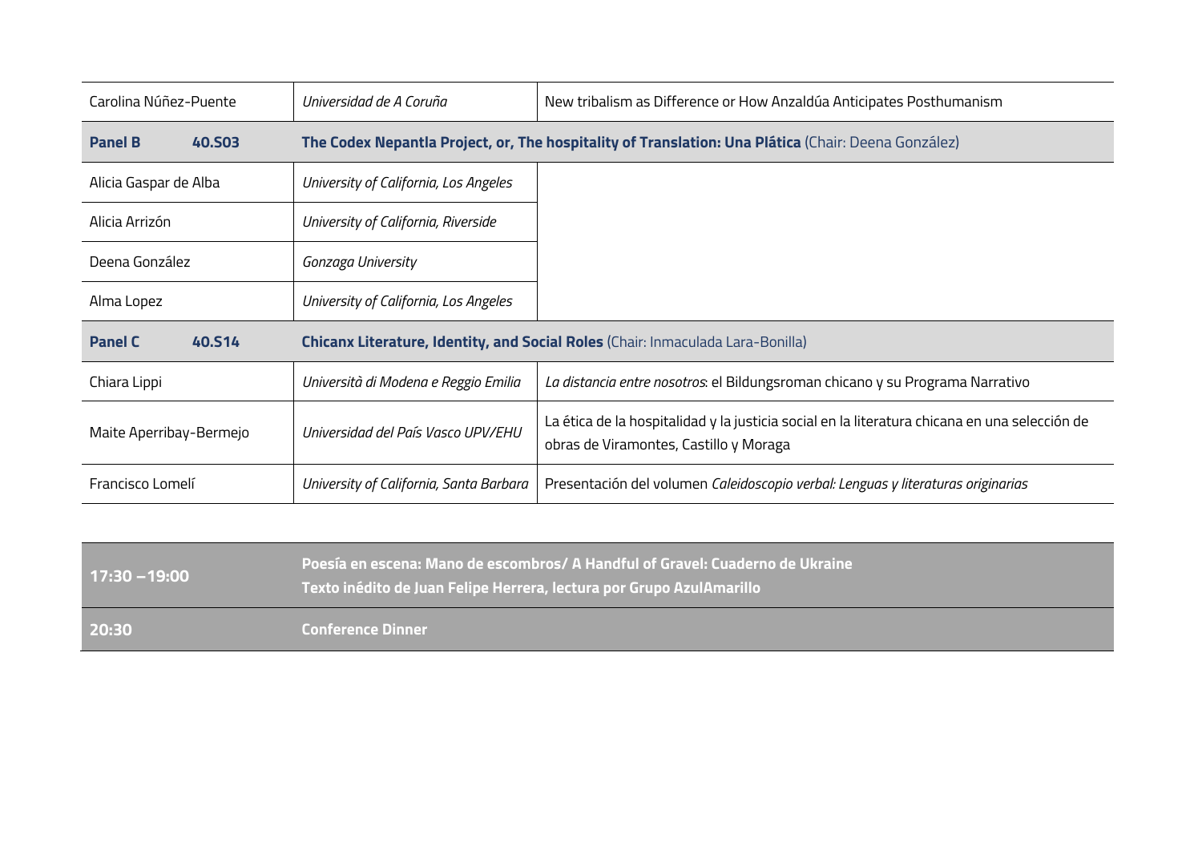| | | |
|---|---|---|
| Carolina Núñez-Puente | *Universidad de A Coruña* | New tribalism as Difference or How Anzaldúa Anticipates Posthumanism |
| **Panel B** **40.S03** | **The Codex Nepantla Project, or, The hospitality of Translation: Una Plática** (Chair: Deena González) | |
| Alicia Gaspar de Alba | *University of California, Los Angeles* | |
| Alicia Arrizón | *University of California, Riverside* | |
| Deena González | *Gonzaga University* | |
| Alma Lopez | *University of California, Los Angeles* | |
| **Panel C** **40.S14** | **Chicanx Literature, Identity, and Social Roles** (Chair: Inmaculada Lara-Bonilla) | |
| Chiara Lippi | *Università di Modena e Reggio Emilia* | *La distancia entre nosotros*: el Bildungsroman chicano y su Programa Narrativo |
| Maite Aperribay-Bermejo | *Universidad del País Vasco UPV/EHU* | La ética de la hospitalidad y la justicia social en la literatura chicana en una selección de obras de Viramontes, Castillo y Moraga |
| Francisco Lomelí | *University of California, Santa Barbara* | Presentación del volumen *Caleidoscopio verbal: Lenguas y literaturas originarias* |

| | |
|---|---|
| **17:30 – 19:00** | **Poesía en escena: Mano de escombros/ A Handful of Gravel: Cuaderno de Ukraine**<br>**Texto inédito de Juan Felipe Herrera, lectura por Grupo AzulAmarillo** |
| **20:30** | **Conference Dinner** |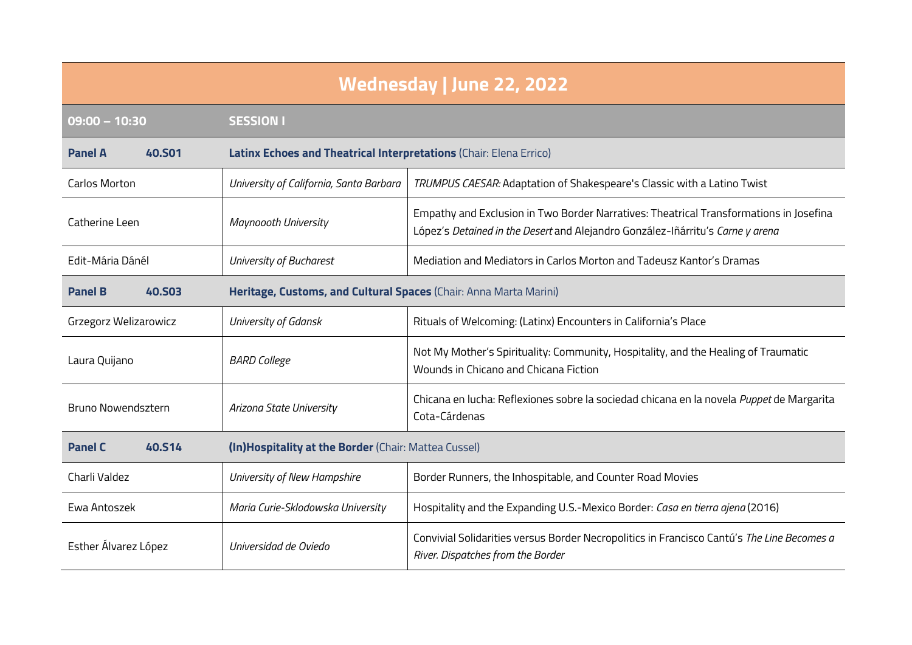# Wednesday | June 22, 2022

| 09:00 – 10:30 | | SESSION I | |
|---|---|---|---|
| **Panel A** | **40.S01** | **Latinx Echoes and Theatrical Interpretations** (Chair: Elena Errico) | |
| Carlos Morton | | *University of California, Santa Barbara* | *TRUMPUS CAESAR:* Adaptation of Shakespeare's Classic with a Latino Twist |
| Catherine Leen | | *Maynoooth University* | Empathy and Exclusion in Two Border Narratives: Theatrical Transformations in Josefina López's *Detained in the Desert* and Alejandro González-Iñárritu's *Carne y arena* |
| Edit-Mária Dánél | | *University of Bucharest* | Mediation and Mediators in Carlos Morton and Tadeusz Kantor's Dramas |
| **Panel B** | **40.S03** | **Heritage, Customs, and Cultural Spaces** (Chair: Anna Marta Marini) | |
| Grzegorz Welizarowicz | | *University of Gdansk* | Rituals of Welcoming: (Latinx) Encounters in California's Place |
| Laura Quijano | | *BARD College* | Not My Mother's Spirituality: Community, Hospitality, and the Healing of Traumatic Wounds in Chicano and Chicana Fiction |
| Bruno Nowendsztern | | *Arizona State University* | Chicana en lucha: Reflexiones sobre la sociedad chicana en la novela *Puppet* de Margarita Cota-Cárdenas |
| **Panel C** | **40.S14** | **(In)Hospitality at the Border** (Chair: Mattea Cussel) | |
| Charli Valdez | | *University of New Hampshire* | Border Runners, the Inhospitable, and Counter Road Movies |
| Ewa Antoszek | | *Maria Curie-Sklodowska University* | Hospitality and the Expanding U.S.-Mexico Border: *Casa en tierra ajena* (2016) |
| Esther Álvarez López | | *Universidad de Oviedo* | Convivial Solidarities versus Border Necropolitics in Francisco Cantú's *The Line Becomes a River. Dispatches from the Border* |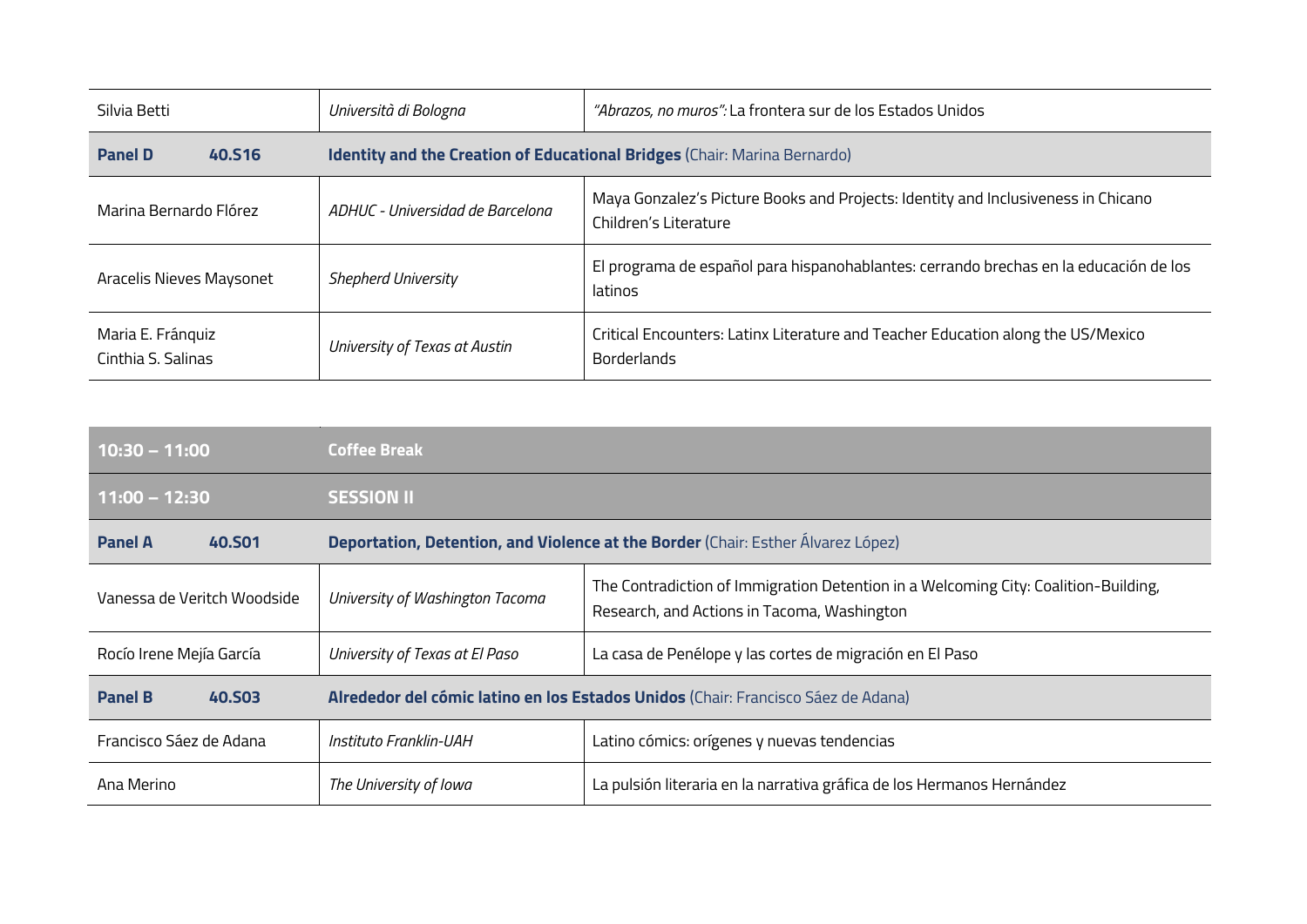| | | |
|---|---|---|
| Silvia Betti | *Università di Bologna* | *"Abrazos, no muros":* La frontera sur de los Estados Unidos |
| **Panel D** **40.S16** | **Identity and the Creation of Educational Bridges** (Chair: Marina Bernardo) | |
| Marina Bernardo Flórez | *ADHUC - Universidad de Barcelona* | Maya Gonzalez's Picture Books and Projects: Identity and Inclusiveness in Chicano Children's Literature |
| Aracelis Nieves Maysonet | *Shepherd University* | El programa de español para hispanohablantes: cerrando brechas en la educación de los latinos |
| Maria E. Fránquiz<br>Cinthia S. Salinas | *University of Texas at Austin* | Critical Encounters: Latinx Literature and Teacher Education along the US/Mexico Borderlands |

| | | |
|---|---|---|
| **10:30 – 11:00** | **Coffee Break** | |
| **11:00 – 12:30** | **SESSION II** | |
| **Panel A** **40.S01** | **Deportation, Detention, and Violence at the Border** (Chair: Esther Álvarez López) | |
| Vanessa de Veritch Woodside | *University of Washington Tacoma* | The Contradiction of Immigration Detention in a Welcoming City: Coalition-Building, Research, and Actions in Tacoma, Washington |
| Rocío Irene Mejía García | *University of Texas at El Paso* | La casa de Penélope y las cortes de migración en El Paso |
| **Panel B** **40.S03** | **Alrededor del cómic latino en los Estados Unidos** (Chair: Francisco Sáez de Adana) | |
| Francisco Sáez de Adana | *Instituto Franklin-UAH* | Latino cómics: orígenes y nuevas tendencias |
| Ana Merino | *The University of Iowa* | La pulsión literaria en la narrativa gráfica de los Hermanos Hernández |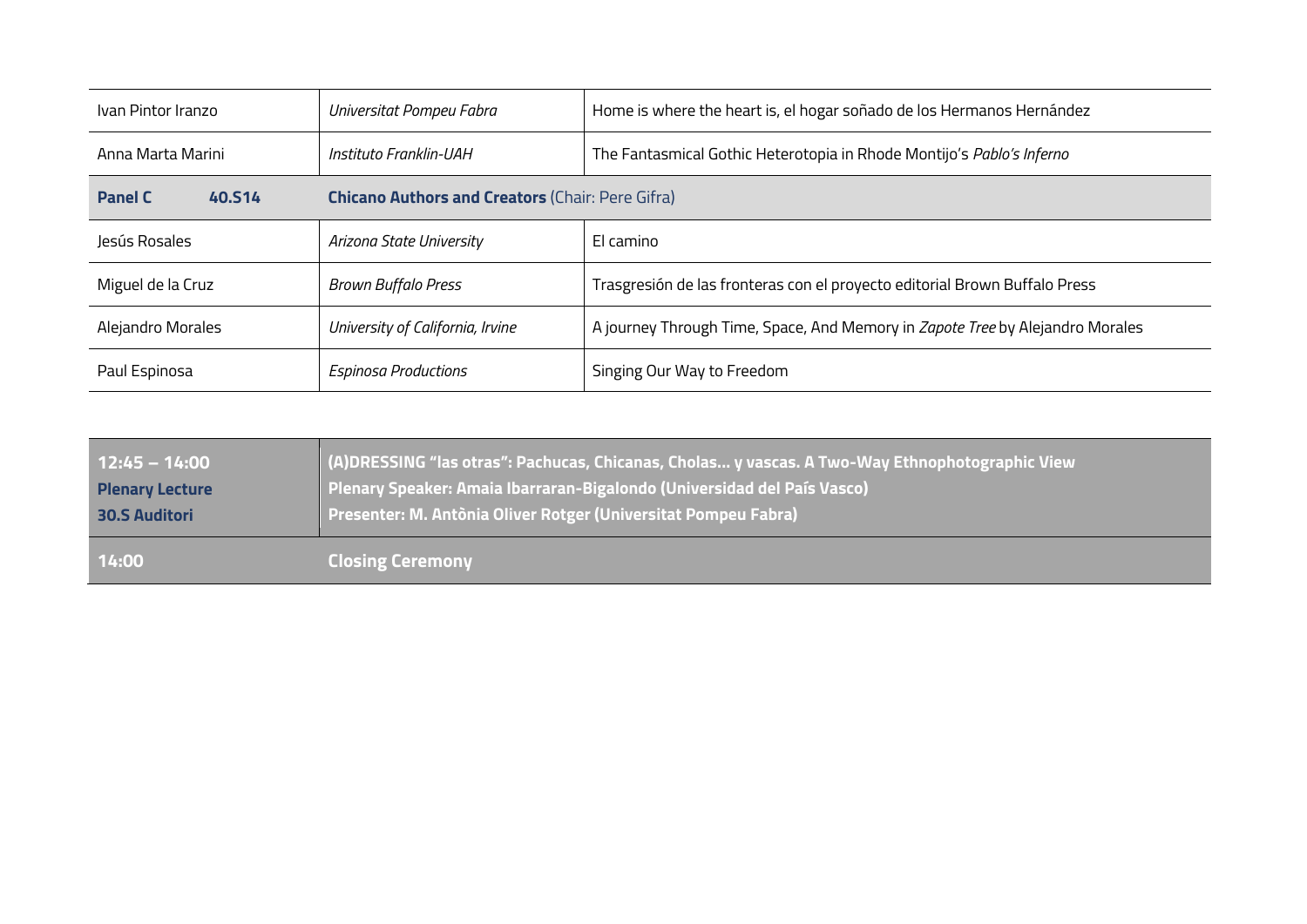| | | |
|---|---|---|
| Ivan Pintor Iranzo | *Universitat Pompeu Fabra* | Home is where the heart is, el hogar soñado de los Hermanos Hernández |
| Anna Marta Marini | *Instituto Franklin-UAH* | The Fantasmical Gothic Heterotopia in Rhode Montijo's *Pablo's Inferno* |
| **Panel C** **40.S14** | **Chicano Authors and Creators** (Chair: Pere Gifra) | |
| Jesús Rosales | *Arizona State University* | El camino |
| Miguel de la Cruz | *Brown Buffalo Press* | Trasgresión de las fronteras con el proyecto editorial Brown Buffalo Press |
| Alejandro Morales | *University of California, Irvine* | A journey Through Time, Space, And Memory in *Zapote Tree* by Alejandro Morales |
| Paul Espinosa | *Espinosa Productions* | Singing Our Way to Freedom |

| | |
|---|---|
| **12:45 – 14:00** **Plenary Lecture** **30.S Auditori** | **(A)DRESSING "las otras": Pachucas, Chicanas, Cholas… y vascas. A Two-Way Ethnophotographic View** **Plenary Speaker: Amaia Ibarraran-Bigalondo (Universidad del País Vasco)** **Presenter: M. Antònia Oliver Rotger (Universitat Pompeu Fabra)** |
| **14:00** | **Closing Ceremony** |